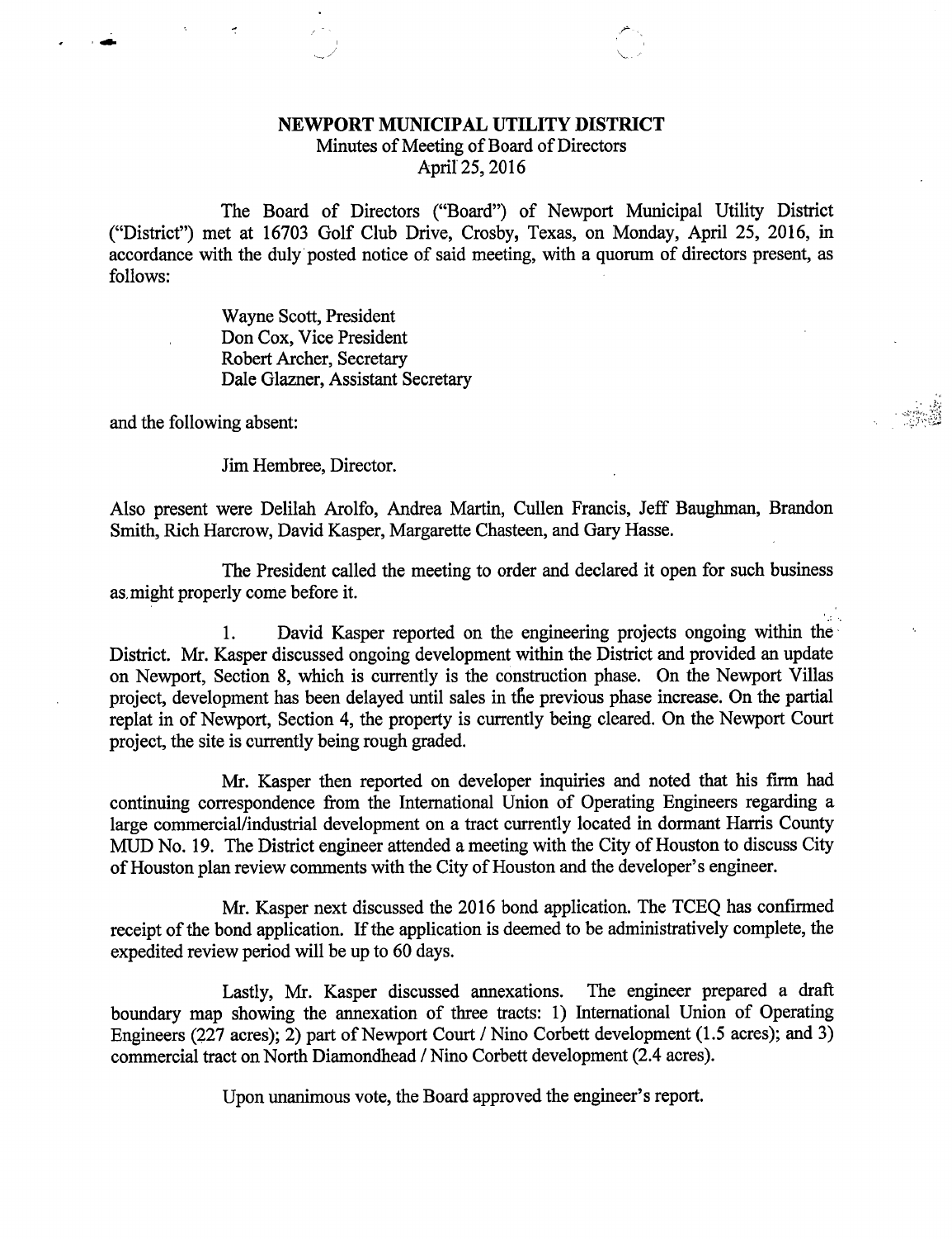# NEWPORT MUNICIPAL UTILITY DISTRICT

Minutes of Meeting of Board of Directors
April 25, 2016

The Board of Directors ("Board") of Newport Municipal Utility District ("District") met at 16703 Golf Club Drive, Crosby, Texas, on Monday, April 25, 2016, in accordance with the duly posted notice of said meeting, with a quorum of directors present, as follows:

Wayne Scott, President
Don Cox, Vice President
Robert Archer, Secretary
Dale Glazner, Assistant Secretary

and the following absent:

Jim Hembree, Director.

Also present were Delilah Arolfo, Andrea Martin, Cullen Francis, Jeff Baughman, Brandon Smith, Rich Harcrow, David Kasper, Margarette Chasteen, and Gary Hasse.

The President called the meeting to order and declared it open for such business as might properly come before it.

1. David Kasper reported on the engineering projects ongoing within the District. Mr. Kasper discussed ongoing development within the District and provided an update on Newport, Section 8, which is currently is the construction phase. On the Newport Villas project, development has been delayed until sales in the previous phase increase. On the partial replat in of Newport, Section 4, the property is currently being cleared. On the Newport Court project, the site is currently being rough graded.

Mr. Kasper then reported on developer inquiries and noted that his firm had continuing correspondence from the International Union of Operating Engineers regarding a large commercial/industrial development on a tract currently located in dormant Harris County MUD No. 19. The District engineer attended a meeting with the City of Houston to discuss City of Houston plan review comments with the City of Houston and the developer's engineer.

Mr. Kasper next discussed the 2016 bond application. The TCEQ has confirmed receipt of the bond application. If the application is deemed to be administratively complete, the expedited review period will be up to 60 days.

Lastly, Mr. Kasper discussed annexations. The engineer prepared a draft boundary map showing the annexation of three tracts: 1) International Union of Operating Engineers (227 acres); 2) part of Newport Court / Nino Corbett development (1.5 acres); and 3) commercial tract on North Diamondhead / Nino Corbett development (2.4 acres).

Upon unanimous vote, the Board approved the engineer's report.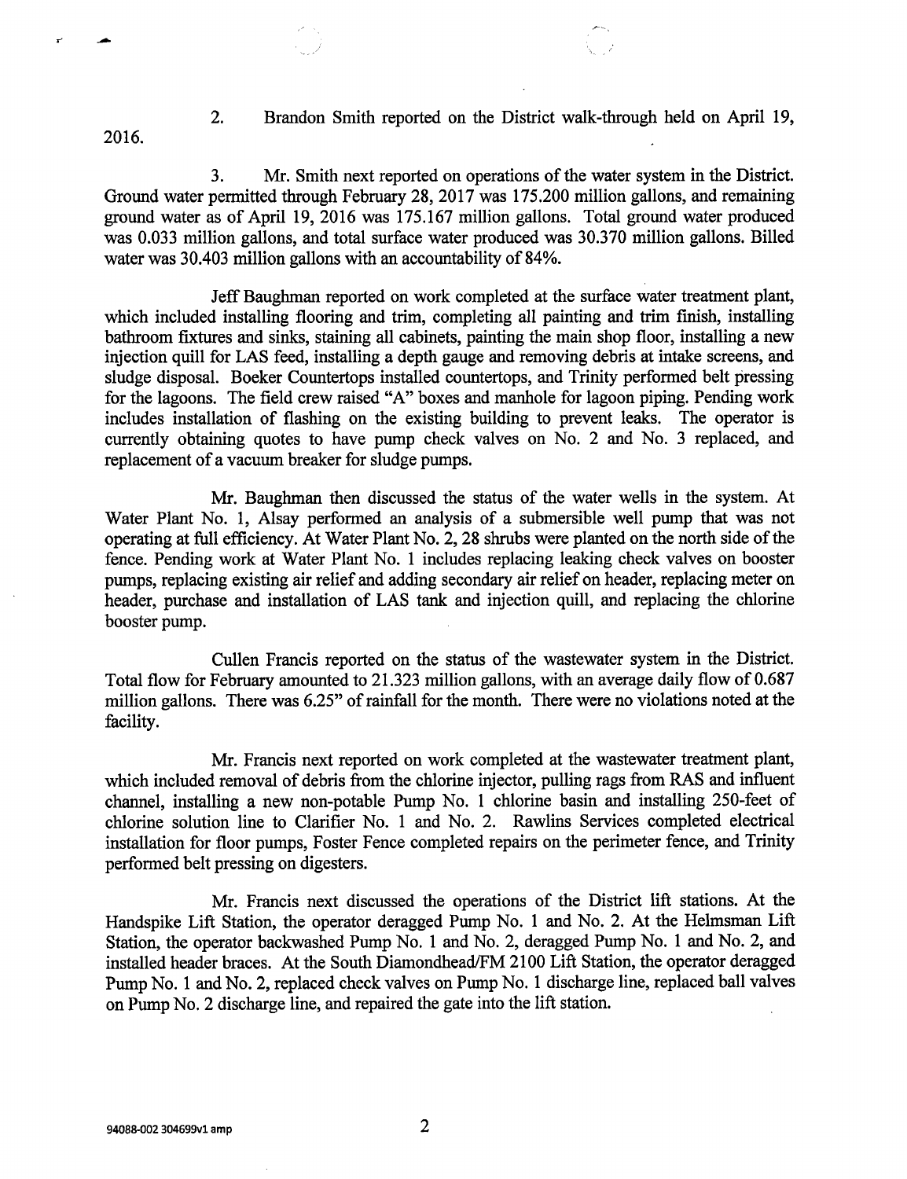2. Brandon Smith reported on the District walk-through held on April 19, 2016.

3. Mr. Smith next reported on operations of the water system in the District. Ground water permitted through February 28, 2017 was 175.200 million gallons, and remaining ground water as of April 19, 2016 was 175.167 million gallons. Total ground water produced was 0.033 million gallons, and total surface water produced was 30.370 million gallons. Billed water was 30.403 million gallons with an accountability of 84%.

Jeff Baughman reported on work completed at the surface water treatment plant, which included installing flooring and trim, completing all painting and trim finish, installing bathroom fixtures and sinks, staining all cabinets, painting the main shop floor, installing a new injection quill for LAS feed, installing a depth gauge and removing debris at intake screens, and sludge disposal. Boeker Countertops installed countertops, and Trinity performed belt pressing for the lagoons. The field crew raised "A" boxes and manhole for lagoon piping. Pending work includes installation of flashing on the existing building to prevent leaks. The operator is currently obtaining quotes to have pump check valves on No. 2 and No. 3 replaced, and replacement of a vacuum breaker for sludge pumps.

Mr. Baughman then discussed the status of the water wells in the system. At Water Plant No. 1, Alsay performed an analysis of a submersible well pump that was not operating at full efficiency. At Water Plant No. 2, 28 shrubs were planted on the north side of the fence. Pending work at Water Plant No. 1 includes replacing leaking check valves on booster pumps, replacing existing air relief and adding secondary air relief on header, replacing meter on header, purchase and installation of LAS tank and injection quill, and replacing the chlorine booster pump.

Cullen Francis reported on the status of the wastewater system in the District. Total flow for February amounted to 21.323 million gallons, with an average daily flow of 0.687 million gallons. There was 6.25" of rainfall for the month. There were no violations noted at the facility.

Mr. Francis next reported on work completed at the wastewater treatment plant, which included removal of debris from the chlorine injector, pulling rags from RAS and influent channel, installing a new non-potable Pump No. 1 chlorine basin and installing 250-feet of chlorine solution line to Clarifier No. 1 and No. 2. Rawlins Services completed electrical installation for floor pumps, Foster Fence completed repairs on the perimeter fence, and Trinity performed belt pressing on digesters.

Mr. Francis next discussed the operations of the District lift stations. At the Handspike Lift Station, the operator deragged Pump No. 1 and No. 2. At the Helmsman Lift Station, the operator backwashed Pump No. 1 and No. 2, deragged Pump No. 1 and No. 2, and installed header braces. At the South Diamondhead/FM 2100 Lift Station, the operator deragged Pump No. 1 and No. 2, replaced check valves on Pump No. 1 discharge line, replaced ball valves on Pump No. 2 discharge line, and repaired the gate into the lift station.

94088-002 304699v1 amp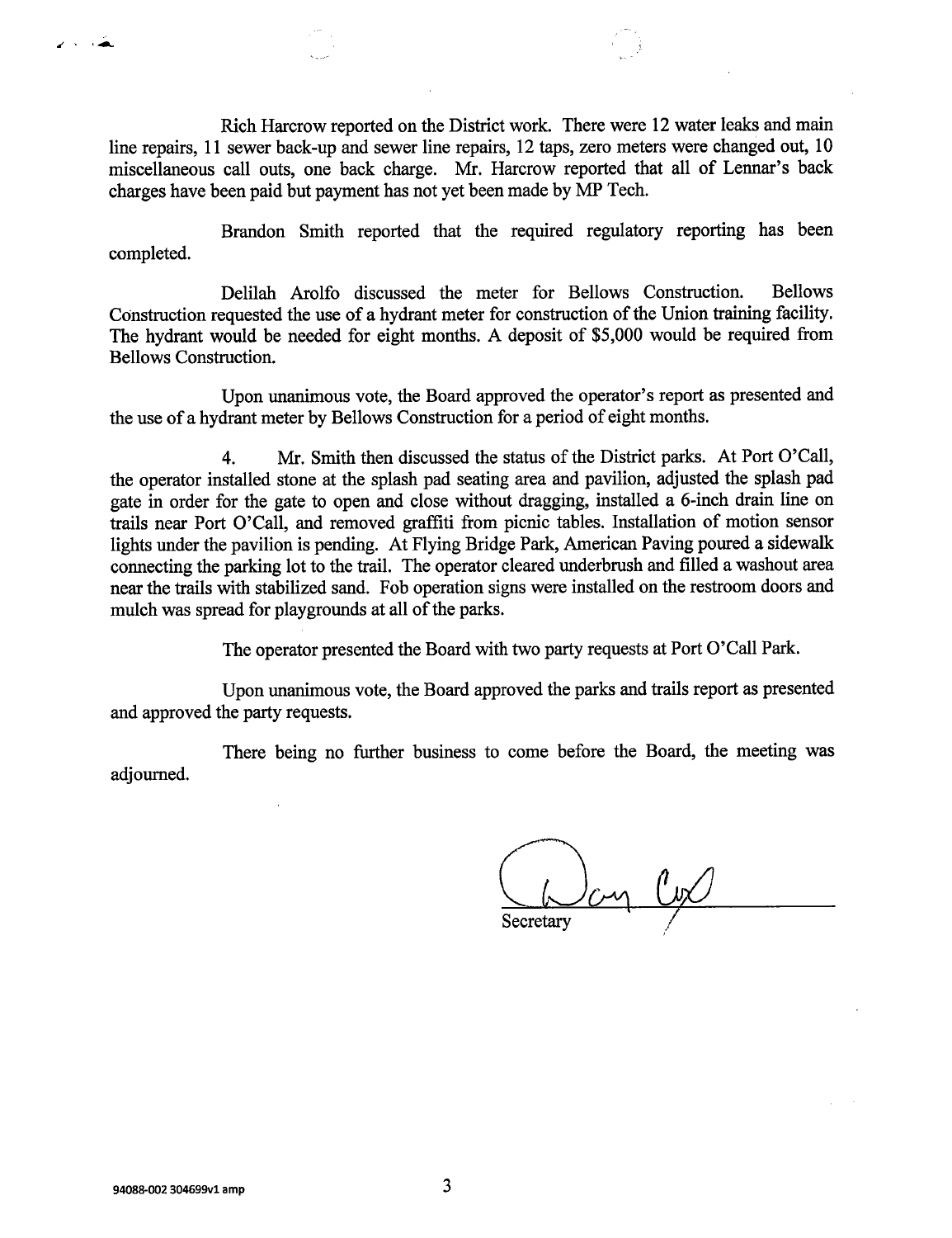Rich Harcrow reported on the District work. There were 12 water leaks and main line repairs, 11 sewer back-up and sewer line repairs, 12 taps, zero meters were changed out, 10 miscellaneous call outs, one back charge. Mr. Harcrow reported that all of Lennar's back charges have been paid but payment has not yet been made by MP Tech.

Brandon Smith reported that the required regulatory reporting has been completed.

Delilah Arolfo discussed the meter for Bellows Construction. Bellows Construction requested the use of a hydrant meter for construction of the Union training facility. The hydrant would be needed for eight months. A deposit of $5,000 would be required from Bellows Construction.

Upon unanimous vote, the Board approved the operator's report as presented and the use of a hydrant meter by Bellows Construction for a period of eight months.

4. Mr. Smith then discussed the status of the District parks. At Port O'Call, the operator installed stone at the splash pad seating area and pavilion, adjusted the splash pad gate in order for the gate to open and close without dragging, installed a 6-inch drain line on trails near Port O'Call, and removed graffiti from picnic tables. Installation of motion sensor lights under the pavilion is pending. At Flying Bridge Park, American Paving poured a sidewalk connecting the parking lot to the trail. The operator cleared underbrush and filled a washout area near the trails with stabilized sand. Fob operation signs were installed on the restroom doors and mulch was spread for playgrounds at all of the parks.

The operator presented the Board with two party requests at Port O'Call Park.

Upon unanimous vote, the Board approved the parks and trails report as presented and approved the party requests.

There being no further business to come before the Board, the meeting was adjourned.

Secretary

94088-002 304699v1 amp